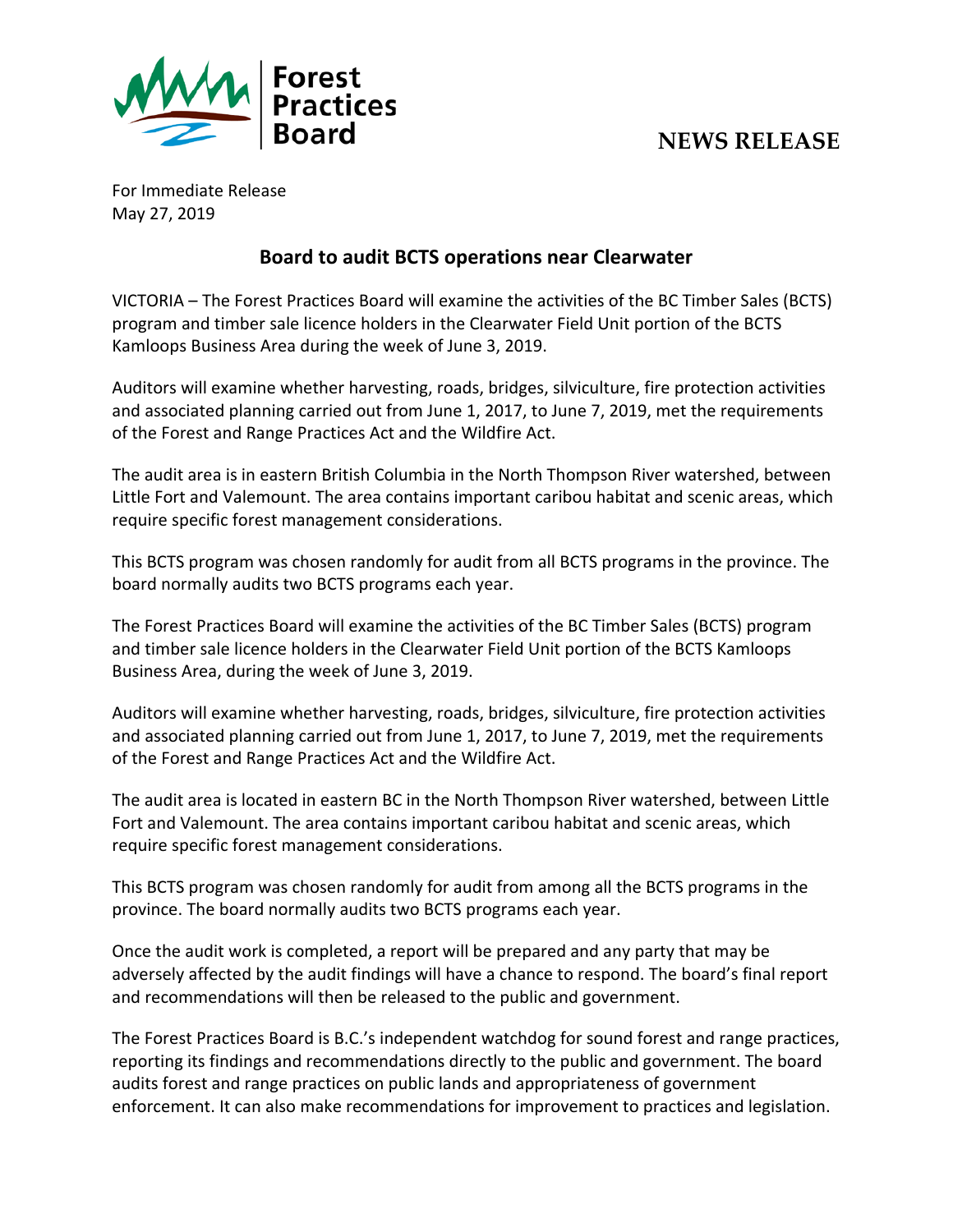Forest Practices Board

# NEWS RELEASE

For Immediate Release
May 27, 2019

## Board to audit BCTS operations near Clearwater

VICTORIA – The Forest Practices Board will examine the activities of the BC Timber Sales (BCTS) program and timber sale licence holders in the Clearwater Field Unit portion of the BCTS Kamloops Business Area during the week of June 3, 2019.

Auditors will examine whether harvesting, roads, bridges, silviculture, fire protection activities and associated planning carried out from June 1, 2017, to June 7, 2019, met the requirements of the Forest and Range Practices Act and the Wildfire Act.

The audit area is in eastern British Columbia in the North Thompson River watershed, between Little Fort and Valemount. The area contains important caribou habitat and scenic areas, which require specific forest management considerations.

This BCTS program was chosen randomly for audit from all BCTS programs in the province. The board normally audits two BCTS programs each year.

The Forest Practices Board will examine the activities of the BC Timber Sales (BCTS) program and timber sale licence holders in the Clearwater Field Unit portion of the BCTS Kamloops Business Area, during the week of June 3, 2019.

Auditors will examine whether harvesting, roads, bridges, silviculture, fire protection activities and associated planning carried out from June 1, 2017, to June 7, 2019, met the requirements of the Forest and Range Practices Act and the Wildfire Act.

The audit area is located in eastern BC in the North Thompson River watershed, between Little Fort and Valemount. The area contains important caribou habitat and scenic areas, which require specific forest management considerations.

This BCTS program was chosen randomly for audit from among all the BCTS programs in the province. The board normally audits two BCTS programs each year.

Once the audit work is completed, a report will be prepared and any party that may be adversely affected by the audit findings will have a chance to respond. The board's final report and recommendations will then be released to the public and government.

The Forest Practices Board is B.C.'s independent watchdog for sound forest and range practices, reporting its findings and recommendations directly to the public and government. The board audits forest and range practices on public lands and appropriateness of government enforcement. It can also make recommendations for improvement to practices and legislation.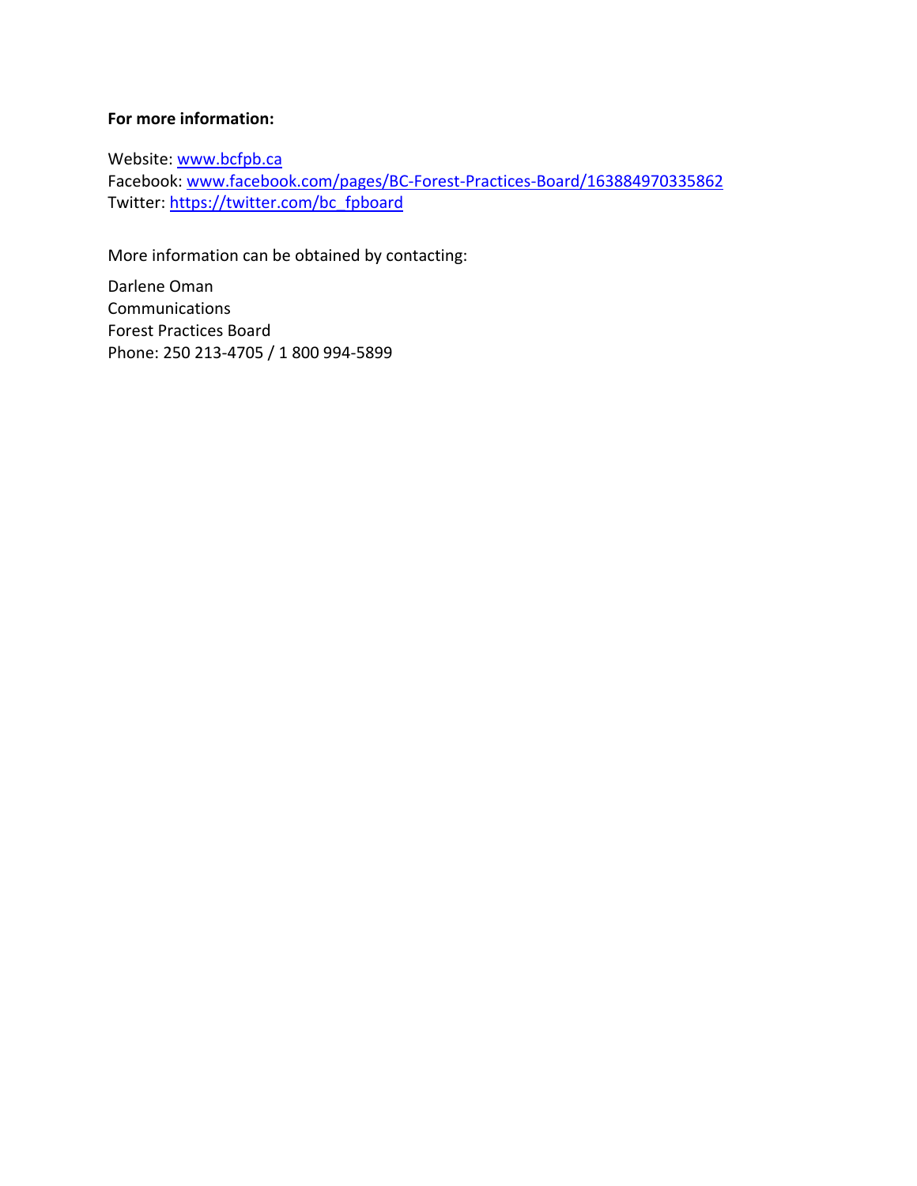**For more information:**

Website: www.bcfpb.ca
Facebook: www.facebook.com/pages/BC-Forest-Practices-Board/163884970335862
Twitter: https://twitter.com/bc_fpboard

More information can be obtained by contacting:

Darlene Oman
Communications
Forest Practices Board
Phone: 250 213-4705 / 1 800 994-5899